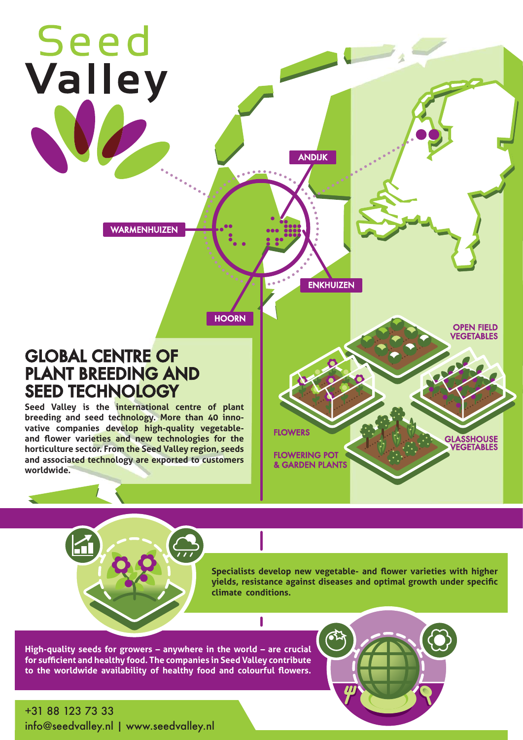# Seed Valley

WARMENHUIZEN

ANDIJK

ENKHUIZEN

HOORN

OPEN FIELD VEGETABLES

FLOWERS

FLOWERING POT & GARDEN PLANTS

GLASSHOUSE VEGETABLES

## GLOBAL CENTRE OF PLANT BREEDING AND SEED TECHNOLOGY

**Seed Valley is the international centre of plant breeding and seed technology. More than 40 innovative companies develop high-quality vegetable- and flower varieties and new technologies for the horticulture sector. From the Seed Valley region, seeds and associated technology are exported to customers worldwide.**

**Specialists develop new vegetable- and flower varieties with higher yields, resistance against diseases and optimal growth under specific climate conditions.**

**High-quality seeds for growers – anywhere in the world – are crucial for sufficient and healthy food. The companies in Seed Valley contribute to the worldwide availability of healthy food and colourful flowers.**

+31 88 123 73 33
info@seedvalley.nl | www.seedvalley.nl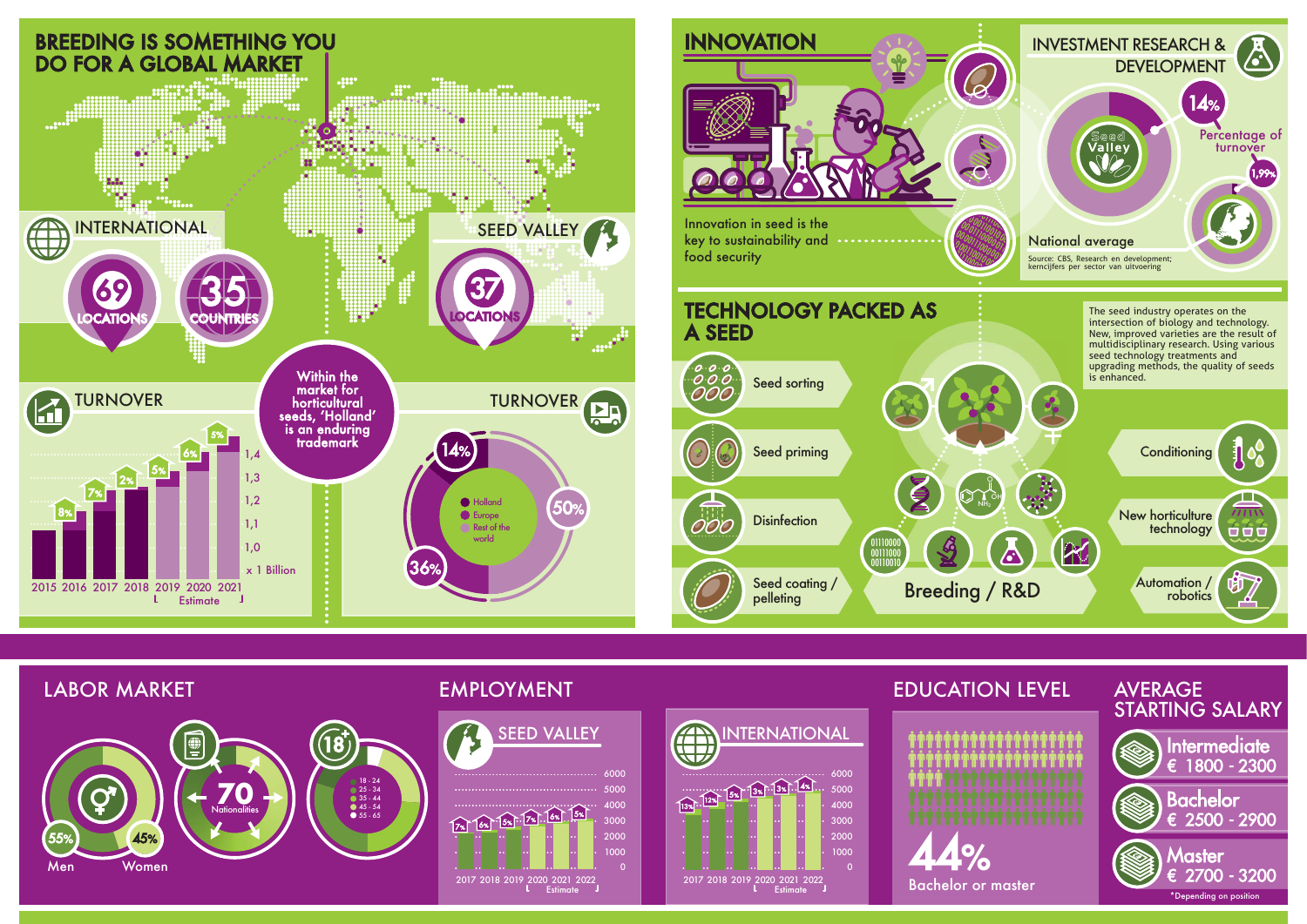# BREEDING IS SOMETHING YOU DO FOR A GLOBAL MARKET

## INTERNATIONAL

69 LOCATIONS

35 COUNTRIES

## SEED VALLEY

37 LOCATIONS

Within the market for horticultural seeds, 'Holland' is an enduring trademark

## TURNOVER

| Year | Growth |
|---|---|
| 2015 | |
| 2016 | 8% |
| 2017 | 7% |
| 2018 | 2% |
| 2019 | 5% |
| 2020 | 6% |
| 2021 | 5% |

1,0 – 1,1 – 1,2 – 1,3 – 1,4 x 1 Billion

2019 – 2021 Estimate

## TURNOVER

- Holland: 14%
- Europe: 36%
- Rest of the world: 50%

## INNOVATION

Innovation in seed is the key to sustainability and food security

## INVESTMENT RESEARCH & DEVELOPMENT

Seed Valley: 14% Percentage of turnover

National average: 1,99%

Source: CBS, Research en development; kerncijfers per sector van uitvoering

## TECHNOLOGY PACKED AS A SEED

The seed industry operates on the intersection of biology and technology. New, improved varieties are the result of multidisciplinary research. Using various seed technology treatments and upgrading methods, the quality of seeds is enhanced.

- Seed sorting
- Seed priming
- Disinfection
- Seed coating / pelleting
- Breeding / R&D
- Conditioning
- New horticulture technology
- Automation / robotics

## LABOR MARKET

- 55% Men
- 45% Women
- 70 Nationalities
- Age: 18 - 24, 25 - 34, 35 - 44, 45 - 54, 55 - 65

## EMPLOYMENT

### SEED VALLEY

| Year | Growth |
|---|---|
| 2017 | 7% |
| 2018 | 6% |
| 2019 | 5% |
| 2020 | 7% |
| 2021 | 6% |
| 2022 | 5% |

Scale: 0 – 6000; 2020 – 2022 Estimate

### INTERNATIONAL

| Year | Growth |
|---|---|
| 2017 | 13% |
| 2018 | 12% |
| 2019 | 5% |
| 2020 | 3% |
| 2021 | 3% |
| 2022 | 4% |

Scale: 0 – 6000; 2020 – 2022 Estimate

## EDUCATION LEVEL

44% Bachelor or master

## AVERAGE STARTING SALARY

- Intermediate: € 1800 - 2300
- Bachelor: € 2500 - 2900
- Master: € 2700 - 3200

*Depending on position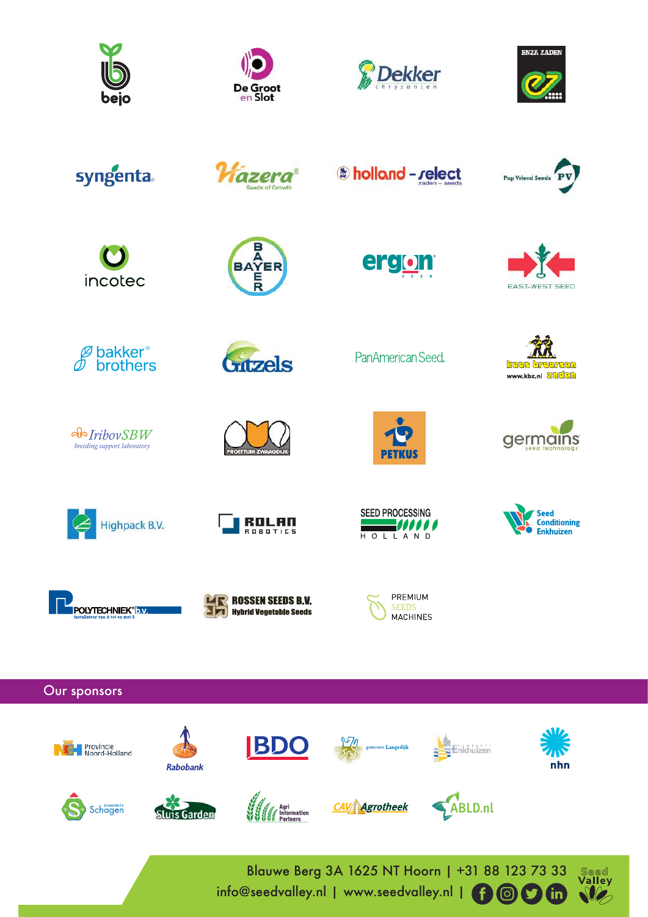bejo

De Groot en Slot

Dekker chrysanten

ENZA ZADEN

syngenta

Hazera Seeds of Growth

holland - select zaden – seeds

Pop Vriend Seeds PV

incotec

BAYER

ergon SEED

EAST-WEST SEED

bakker brothers

Gitzels

PanAmerican Seed.

koos broersen zaden www.kbz.nl

IribovSBW breeding support laboratory

PROEFTUIN ZWAAGDIJK

PETKUS

germains seed technology

Highpack B.V.

ROLAN ROBOTICS

SEED PROCESSING HOLLAND

Seed Conditioning Enkhuizen

POLYTECHNIEK b.v. Installateur van A tot en met Z

ROSSEN SEEDS B.V. Hybrid Vegetable Seeds

PREMIUM SEEDS MACHINES

## Our sponsors

Provincie Noord-Holland

Rabobank

BDO

gemeente Langedijk

Enkhuizen

nhn

Gemeente Schagen

Sluis Garden

Agri Information Partners

CAV Agrotheek

ABLD.nl

Blauwe Berg 3A 1625 NT Hoorn | +31 88 123 73 33
info@seedvalley.nl | www.seedvalley.nl |

Seed Valley